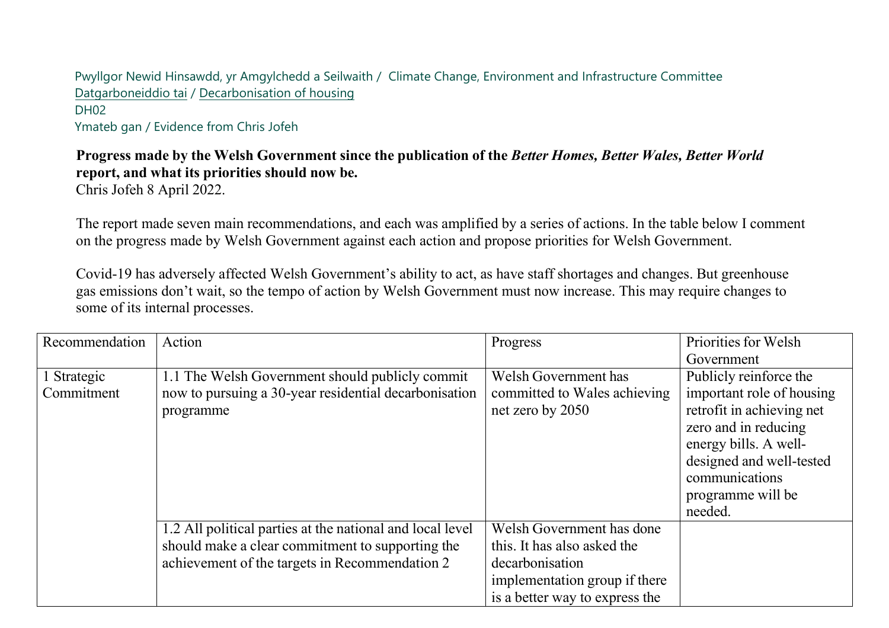Pwyllgor Newid Hinsawdd, yr Amgylchedd a Seilwaith / Climate Change, Environment and Infrastructure Committee
Datgarboneiddio tai / Decarbonisation of housing
DH02
Ymateb gan / Evidence from Chris Jofeh

**Progress made by the Welsh Government since the publication of the *Better Homes, Better Wales, Better World* report, and what its priorities should now be.**
Chris Jofeh 8 April 2022.

The report made seven main recommendations, and each was amplified by a series of actions. In the table below I comment on the progress made by Welsh Government against each action and propose priorities for Welsh Government.

Covid-19 has adversely affected Welsh Government's ability to act, as have staff shortages and changes. But greenhouse gas emissions don't wait, so the tempo of action by Welsh Government must now increase. This may require changes to some of its internal processes.

| Recommendation | Action | Progress | Priorities for Welsh Government |
|---|---|---|---|
| 1 Strategic Commitment | 1.1 The Welsh Government should publicly commit now to pursuing a 30-year residential decarbonisation programme | Welsh Government has committed to Wales achieving net zero by 2050 | Publicly reinforce the important role of housing retrofit in achieving net zero and in reducing energy bills. A well-designed and well-tested communications programme will be needed. |
| | 1.2 All political parties at the national and local level should make a clear commitment to supporting the achievement of the targets in Recommendation 2 | Welsh Government has done this. It has also asked the decarbonisation implementation group if there is a better way to express the | |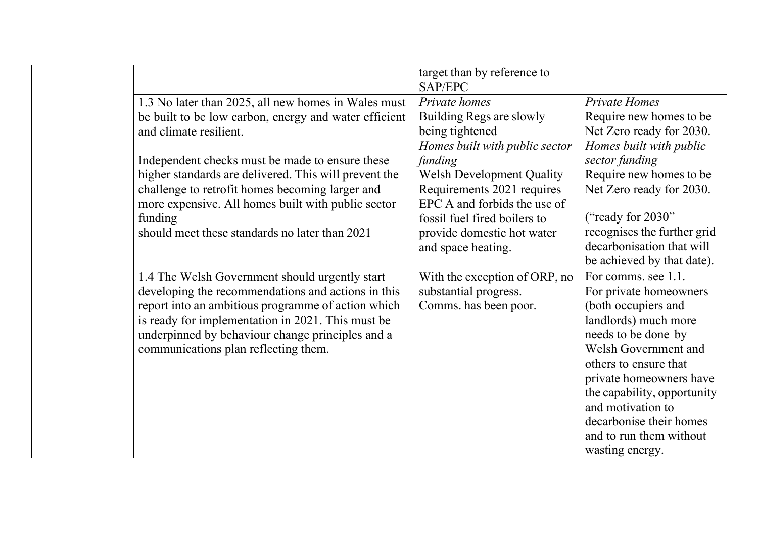| | | | |
|---|---|---|---|
| | | target than by reference to SAP/EPC | |
| | 1.3 No later than 2025, all new homes in Wales must be built to be low carbon, energy and water efficient and climate resilient.<br><br>Independent checks must be made to ensure these higher standards are delivered. This will prevent the challenge to retrofit homes becoming larger and more expensive. All homes built with public sector funding<br>should meet these standards no later than 2021 | *Private homes*<br>Building Regs are slowly being tightened<br>*Homes built with public sector funding*<br>Welsh Development Quality Requirements 2021 requires EPC A and forbids the use of fossil fuel fired boilers to provide domestic hot water and space heating. | *Private Homes*<br>Require new homes to be Net Zero ready for 2030.<br>*Homes built with public sector funding*<br>Require new homes to be Net Zero ready for 2030.<br><br>("ready for 2030" recognises the further grid decarbonisation that will be achieved by that date). |
| | 1.4 The Welsh Government should urgently start developing the recommendations and actions in this report into an ambitious programme of action which is ready for implementation in 2021. This must be underpinned by behaviour change principles and a communications plan reflecting them. | With the exception of ORP, no substantial progress.<br>Comms. has been poor. | For comms. see 1.1.<br>For private homeowners (both occupiers and landlords) much more needs to be done by Welsh Government and others to ensure that private homeowners have the capability, opportunity and motivation to decarbonise their homes and to run them without wasting energy. |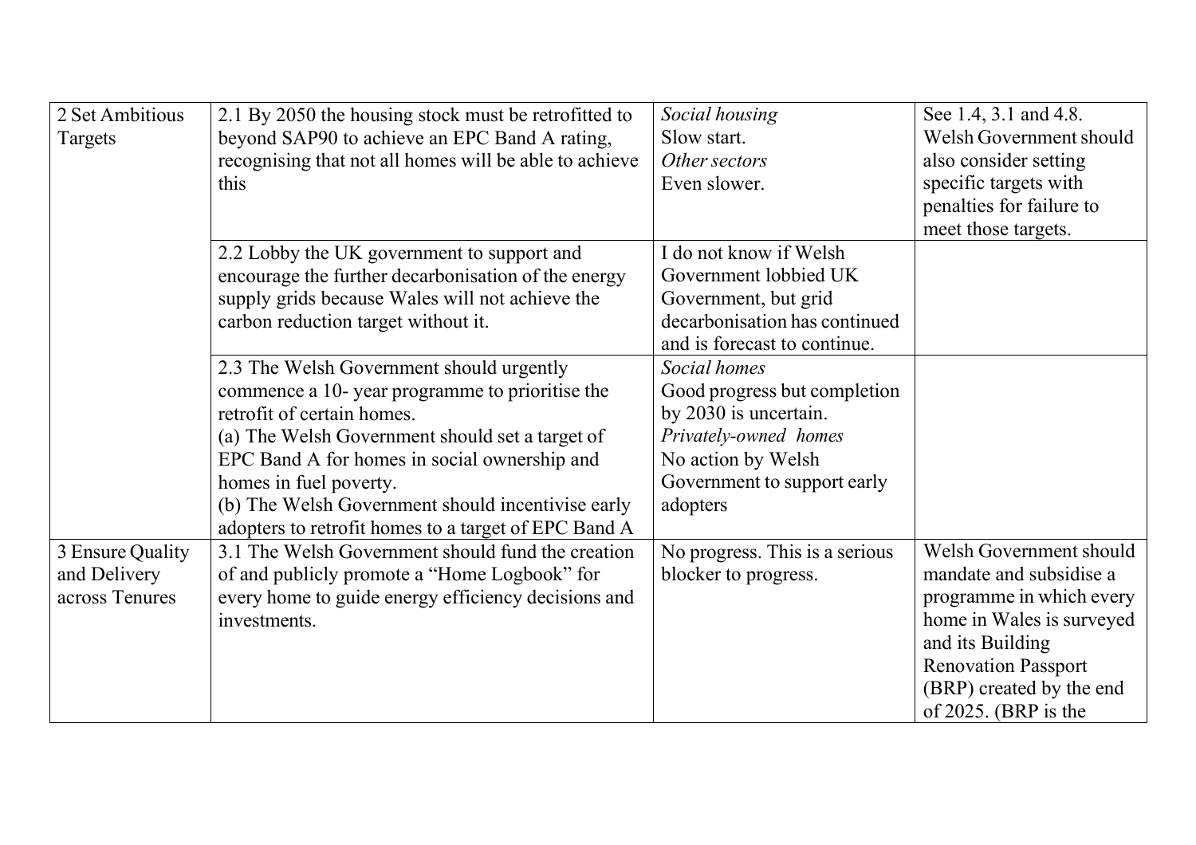| | | | |
|---|---|---|---|
| 2 Set Ambitious Targets | 2.1 By 2050 the housing stock must be retrofitted to beyond SAP90 to achieve an EPC Band A rating, recognising that not all homes will be able to achieve this | *Social housing*<br>Slow start.<br>*Other sectors*<br>Even slower. | See 1.4, 3.1 and 4.8.<br>Welsh Government should also consider setting specific targets with penalties for failure to meet those targets. |
| | 2.2 Lobby the UK government to support and encourage the further decarbonisation of the energy supply grids because Wales will not achieve the carbon reduction target without it. | I do not know if Welsh Government lobbied UK Government, but grid decarbonisation has continued and is forecast to continue. | |
| | 2.3 The Welsh Government should urgently commence a 10- year programme to prioritise the retrofit of certain homes.<br>(a) The Welsh Government should set a target of EPC Band A for homes in social ownership and homes in fuel poverty.<br>(b) The Welsh Government should incentivise early adopters to retrofit homes to a target of EPC Band A | *Social homes*<br>Good progress but completion by 2030 is uncertain.<br>*Privately-owned homes*<br>No action by Welsh Government to support early adopters | |
| 3 Ensure Quality and Delivery across Tenures | 3.1 The Welsh Government should fund the creation of and publicly promote a "Home Logbook" for every home to guide energy efficiency decisions and investments. | No progress. This is a serious blocker to progress. | Welsh Government should mandate and subsidise a programme in which every home in Wales is surveyed and its Building Renovation Passport (BRP) created by the end of 2025. (BRP is the |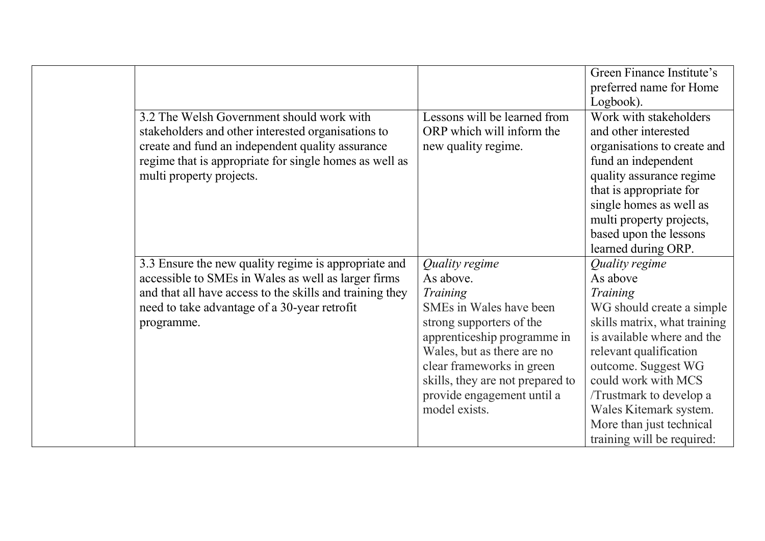| | | | |
|---|---|---|---|
| | | | Green Finance Institute's preferred name for Home Logbook). |
| | 3.2 The Welsh Government should work with stakeholders and other interested organisations to create and fund an independent quality assurance regime that is appropriate for single homes as well as multi property projects. | Lessons will be learned from ORP which will inform the new quality regime. | Work with stakeholders and other interested organisations to create and fund an independent quality assurance regime that is appropriate for single homes as well as multi property projects, based upon the lessons learned during ORP. |
| | 3.3 Ensure the new quality regime is appropriate and accessible to SMEs in Wales as well as larger firms and that all have access to the skills and training they need to take advantage of a 30-year retrofit programme. | *Quality regime*<br>As above.<br>*Training*<br>SMEs in Wales have been strong supporters of the apprenticeship programme in Wales, but as there are no clear frameworks in green skills, they are not prepared to provide engagement until a model exists. | *Quality regime*<br>As above<br>*Training*<br>WG should create a simple skills matrix, what training is available where and the relevant qualification outcome. Suggest WG could work with MCS /Trustmark to develop a Wales Kitemark system. More than just technical training will be required: |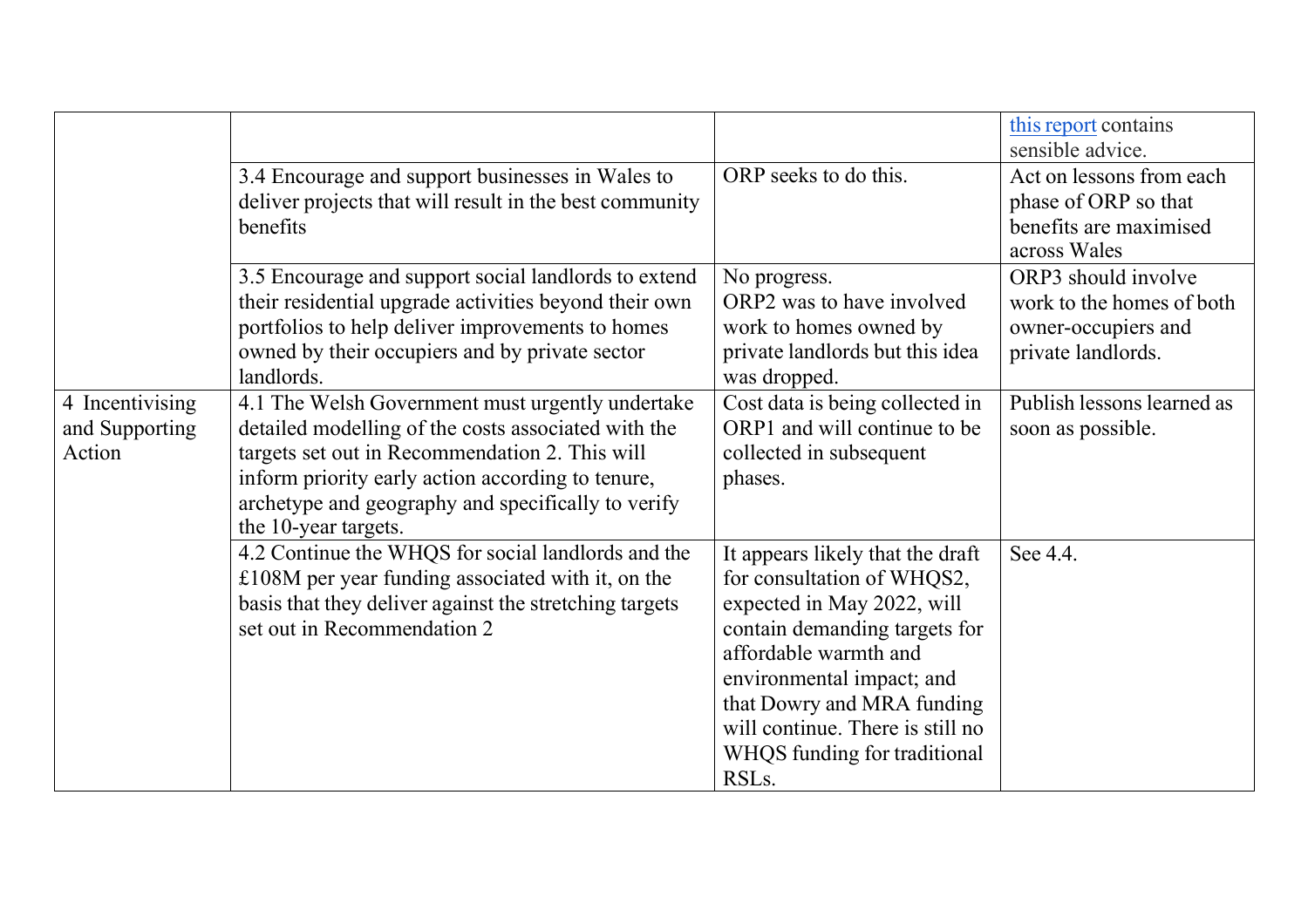| | | | |
|---|---|---|---|
| | | | [this report](#) contains sensible advice. |
| | 3.4 Encourage and support businesses in Wales to deliver projects that will result in the best community benefits | ORP seeks to do this. | Act on lessons from each phase of ORP so that benefits are maximised across Wales |
| | 3.5 Encourage and support social landlords to extend their residential upgrade activities beyond their own portfolios to help deliver improvements to homes owned by their occupiers and by private sector landlords. | No progress. ORP2 was to have involved work to homes owned by private landlords but this idea was dropped. | ORP3 should involve work to the homes of both owner-occupiers and private landlords. |
| 4 Incentivising and Supporting Action | 4.1 The Welsh Government must urgently undertake detailed modelling of the costs associated with the targets set out in Recommendation 2. This will inform priority early action according to tenure, archetype and geography and specifically to verify the 10-year targets. | Cost data is being collected in ORP1 and will continue to be collected in subsequent phases. | Publish lessons learned as soon as possible. |
| | 4.2 Continue the WHQS for social landlords and the £108M per year funding associated with it, on the basis that they deliver against the stretching targets set out in Recommendation 2 | It appears likely that the draft for consultation of WHQS2, expected in May 2022, will contain demanding targets for affordable warmth and environmental impact; and that Dowry and MRA funding will continue. There is still no WHQS funding for traditional RSLs. | See 4.4. |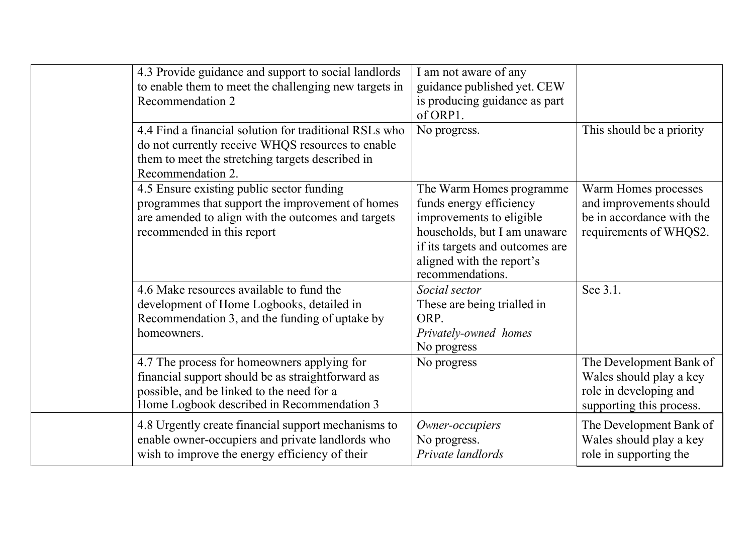| | | | |
|---|---|---|---|
| | 4.3 Provide guidance and support to social landlords to enable them to meet the challenging new targets in Recommendation 2 | I am not aware of any guidance published yet. CEW is producing guidance as part of ORP1. | |
| | 4.4 Find a financial solution for traditional RSLs who do not currently receive WHQS resources to enable them to meet the stretching targets described in Recommendation 2. | No progress. | This should be a priority |
| | 4.5 Ensure existing public sector funding programmes that support the improvement of homes are amended to align with the outcomes and targets recommended in this report | The Warm Homes programme funds energy efficiency improvements to eligible households, but I am unaware if its targets and outcomes are aligned with the report's recommendations. | Warm Homes processes and improvements should be in accordance with the requirements of WHQS2. |
| | 4.6 Make resources available to fund the development of Home Logbooks, detailed in Recommendation 3, and the funding of uptake by homeowners. | *Social sector*<br>These are being trialled in ORP.<br>*Privately-owned homes*<br>No progress | See 3.1. |
| | 4.7 The process for homeowners applying for financial support should be as straightforward as possible, and be linked to the need for a Home Logbook described in Recommendation 3 | No progress | The Development Bank of Wales should play a key role in developing and supporting this process. |
| | 4.8 Urgently create financial support mechanisms to enable owner-occupiers and private landlords who wish to improve the energy efficiency of their | *Owner-occupiers*<br>No progress.<br>*Private landlords* | The Development Bank of Wales should play a key role in supporting the |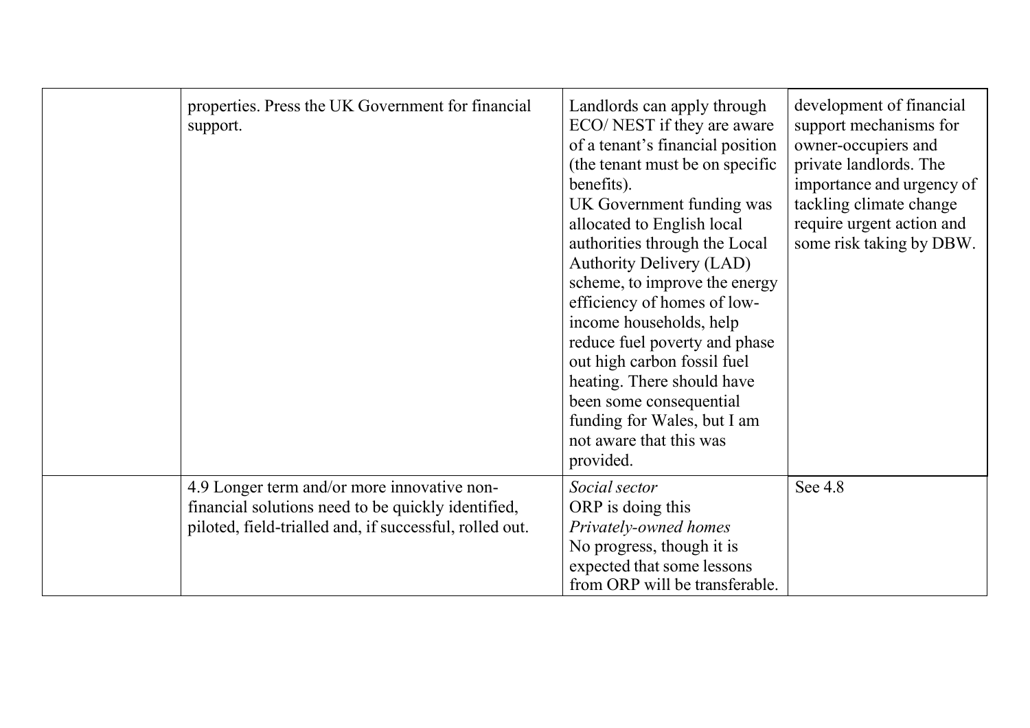| | | | |
|---|---|---|---|
| | properties. Press the UK Government for financial support. | Landlords can apply through ECO/ NEST if they are aware of a tenant's financial position (the tenant must be on specific benefits).<br>UK Government funding was allocated to English local authorities through the Local Authority Delivery (LAD) scheme, to improve the energy efficiency of homes of low-income households, help reduce fuel poverty and phase out high carbon fossil fuel heating. There should have been some consequential funding for Wales, but I am not aware that this was provided. | development of financial support mechanisms for owner-occupiers and private landlords. The importance and urgency of tackling climate change require urgent action and some risk taking by DBW. |
| | 4.9 Longer term and/or more innovative non-financial solutions need to be quickly identified, piloted, field-trialled and, if successful, rolled out. | *Social sector*<br>ORP is doing this<br>*Privately-owned homes*<br>No progress, though it is expected that some lessons from ORP will be transferable. | See 4.8 |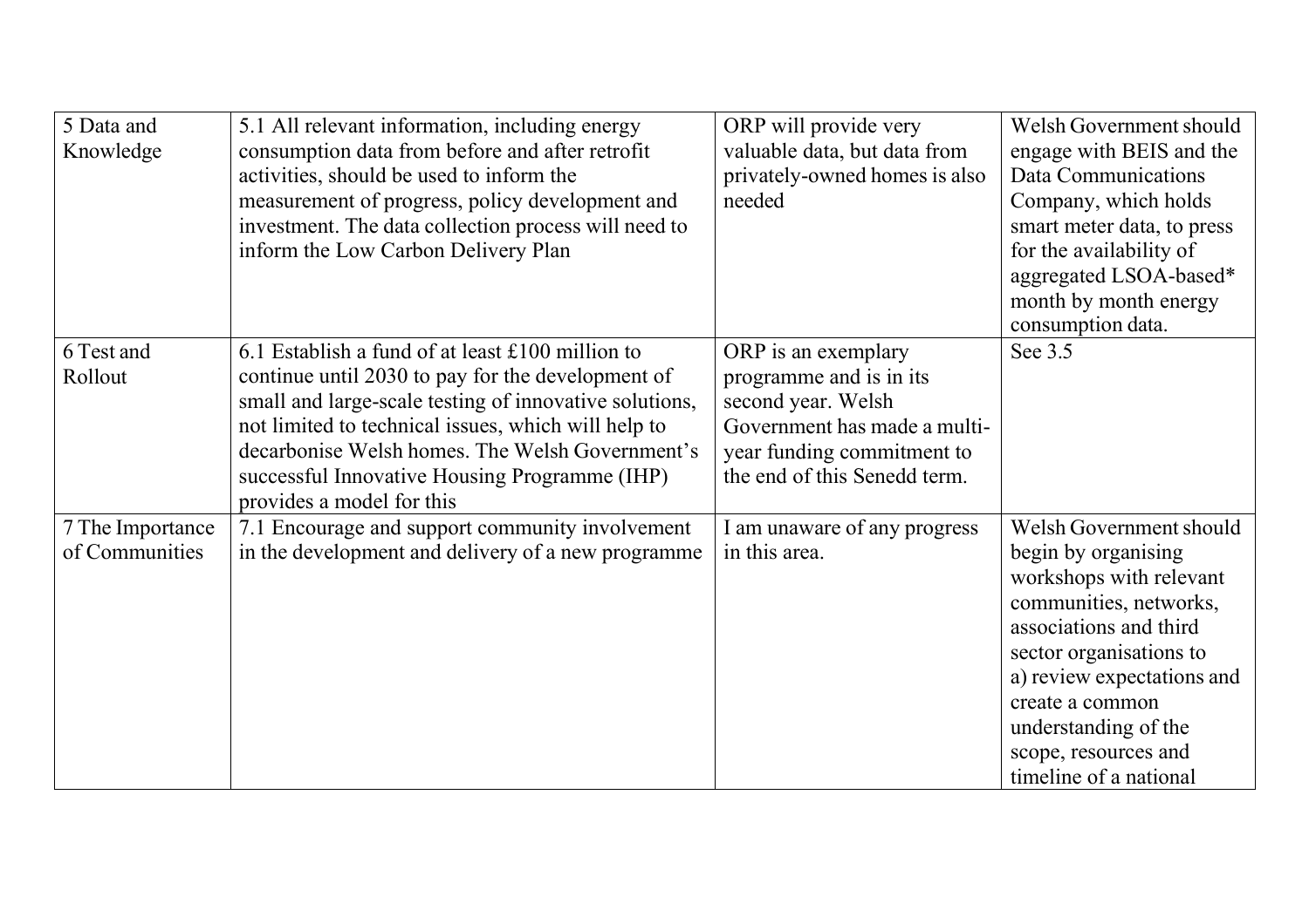| | | | |
|---|---|---|---|
| 5 Data and Knowledge | 5.1 All relevant information, including energy consumption data from before and after retrofit activities, should be used to inform the measurement of progress, policy development and investment. The data collection process will need to inform the Low Carbon Delivery Plan | ORP will provide very valuable data, but data from privately-owned homes is also needed | Welsh Government should engage with BEIS and the Data Communications Company, which holds smart meter data, to press for the availability of aggregated LSOA-based* month by month energy consumption data. |
| 6 Test and Rollout | 6.1 Establish a fund of at least £100 million to continue until 2030 to pay for the development of small and large-scale testing of innovative solutions, not limited to technical issues, which will help to decarbonise Welsh homes. The Welsh Government's successful Innovative Housing Programme (IHP) provides a model for this | ORP is an exemplary programme and is in its second year. Welsh Government has made a multi-year funding commitment to the end of this Senedd term. | See 3.5 |
| 7 The Importance of Communities | 7.1 Encourage and support community involvement in the development and delivery of a new programme | I am unaware of any progress in this area. | Welsh Government should begin by organising workshops with relevant communities, networks, associations and third sector organisations to a) review expectations and create a common understanding of the scope, resources and timeline of a national |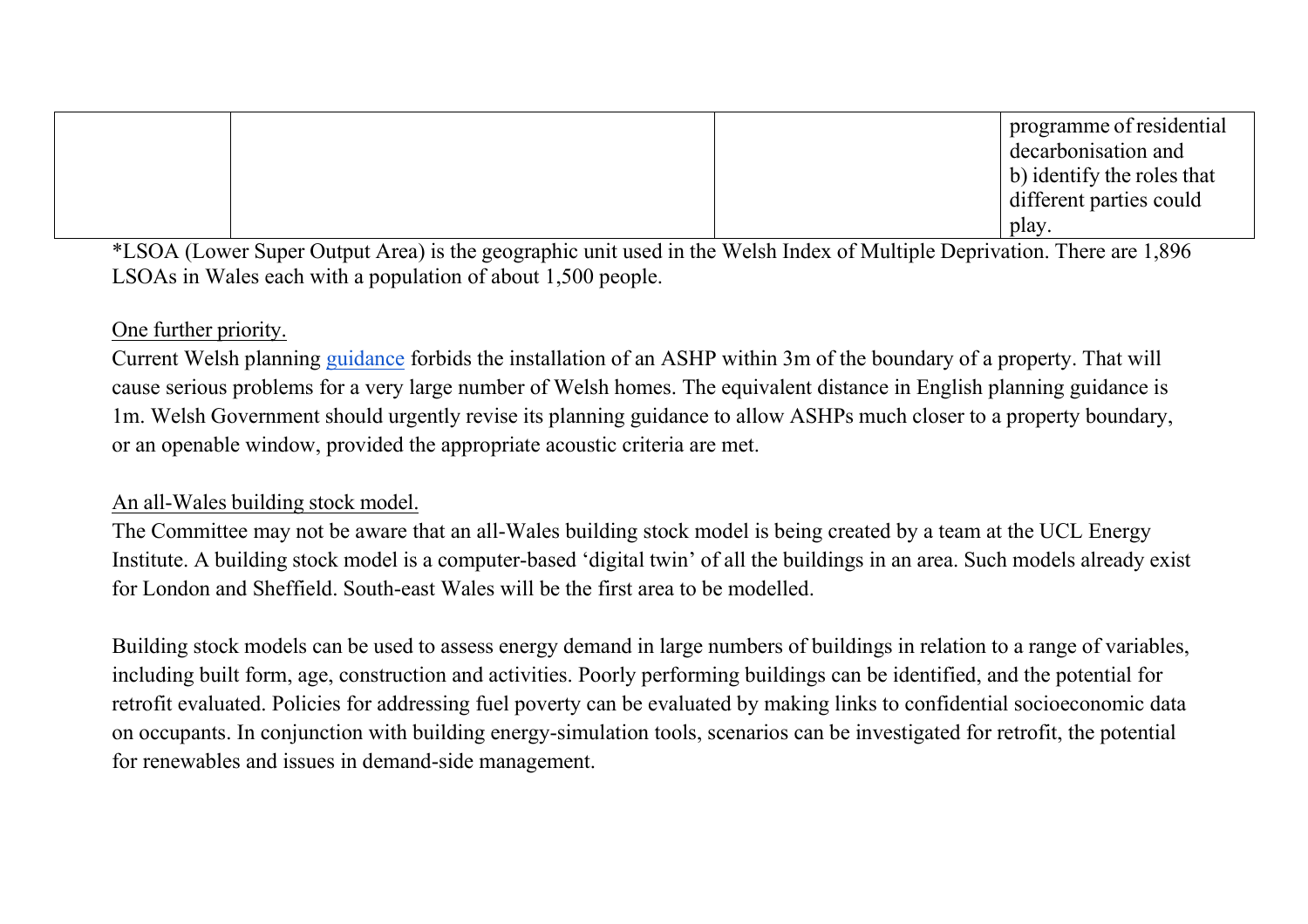| | | | programme of residential decarbonisation and b) identify the roles that different parties could play. |
|---|---|---|---|

*LSOA (Lower Super Output Area) is the geographic unit used in the Welsh Index of Multiple Deprivation. There are 1,896 LSOAs in Wales each with a population of about 1,500 people.

One further priority.

Current Welsh planning guidance forbids the installation of an ASHP within 3m of the boundary of a property. That will cause serious problems for a very large number of Welsh homes. The equivalent distance in English planning guidance is 1m. Welsh Government should urgently revise its planning guidance to allow ASHPs much closer to a property boundary, or an openable window, provided the appropriate acoustic criteria are met.

An all-Wales building stock model.

The Committee may not be aware that an all-Wales building stock model is being created by a team at the UCL Energy Institute. A building stock model is a computer-based 'digital twin' of all the buildings in an area. Such models already exist for London and Sheffield. South-east Wales will be the first area to be modelled.

Building stock models can be used to assess energy demand in large numbers of buildings in relation to a range of variables, including built form, age, construction and activities. Poorly performing buildings can be identified, and the potential for retrofit evaluated. Policies for addressing fuel poverty can be evaluated by making links to confidential socioeconomic data on occupants. In conjunction with building energy-simulation tools, scenarios can be investigated for retrofit, the potential for renewables and issues in demand-side management.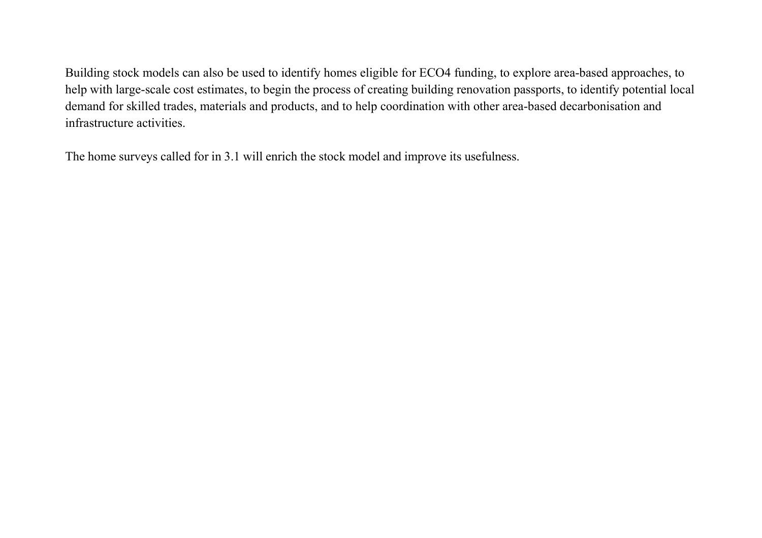Building stock models can also be used to identify homes eligible for ECO4 funding, to explore area-based approaches, to help with large-scale cost estimates, to begin the process of creating building renovation passports, to identify potential local demand for skilled trades, materials and products, and to help coordination with other area-based decarbonisation and infrastructure activities.

The home surveys called for in 3.1 will enrich the stock model and improve its usefulness.